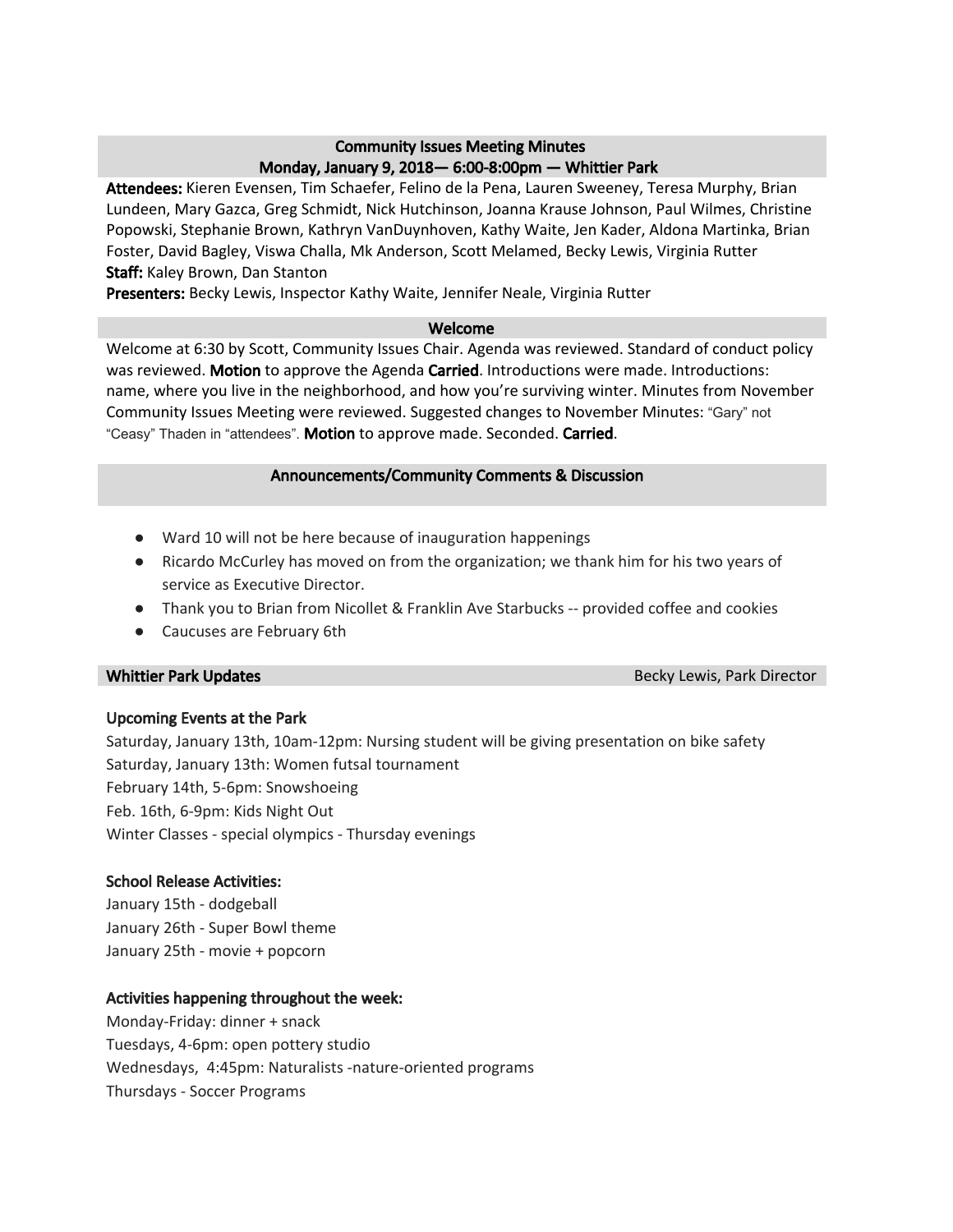## Community Issues Meeting Minutes
## Monday, January 9, 2018— 6:00-8:00pm — Whittier Park

**Attendees:** Kieren Evensen, Tim Schaefer, Felino de la Pena, Lauren Sweeney, Teresa Murphy, Brian Lundeen, Mary Gazca, Greg Schmidt, Nick Hutchinson, Joanna Krause Johnson, Paul Wilmes, Christine Popowski, Stephanie Brown, Kathryn VanDuynhoven, Kathy Waite, Jen Kader, Aldona Martinka, Brian Foster, David Bagley, Viswa Challa, Mk Anderson, Scott Melamed, Becky Lewis, Virginia Rutter
**Staff:** Kaley Brown, Dan Stanton
**Presenters:** Becky Lewis, Inspector Kathy Waite, Jennifer Neale, Virginia Rutter

### Welcome

Welcome at 6:30 by Scott, Community Issues Chair. Agenda was reviewed. Standard of conduct policy was reviewed. **Motion** to approve the Agenda **Carried**. Introductions were made. Introductions: name, where you live in the neighborhood, and how you're surviving winter. Minutes from November Community Issues Meeting were reviewed. Suggested changes to November Minutes: "Gary" not "Ceasy" Thaden in "attendees". **Motion** to approve made. Seconded. **Carried**.

### Announcements/Community Comments & Discussion

- Ward 10 will not be here because of inauguration happenings
- Ricardo McCurley has moved on from the organization; we thank him for his two years of service as Executive Director.
- Thank you to Brian from Nicollet & Franklin Ave Starbucks -- provided coffee and cookies
- Caucuses are February 6th

### Whittier Park Updates — Becky Lewis, Park Director

**Upcoming Events at the Park**

Saturday, January 13th, 10am-12pm: Nursing student will be giving presentation on bike safety
Saturday, January 13th: Women futsal tournament
February 14th, 5-6pm: Snowshoeing
Feb. 16th, 6-9pm: Kids Night Out
Winter Classes - special olympics - Thursday evenings

**School Release Activities:**

January 15th - dodgeball
January 26th - Super Bowl theme
January 25th - movie + popcorn

**Activities happening throughout the week:**

Monday-Friday: dinner + snack
Tuesdays, 4-6pm: open pottery studio
Wednesdays, 4:45pm: Naturalists -nature-oriented programs
Thursdays - Soccer Programs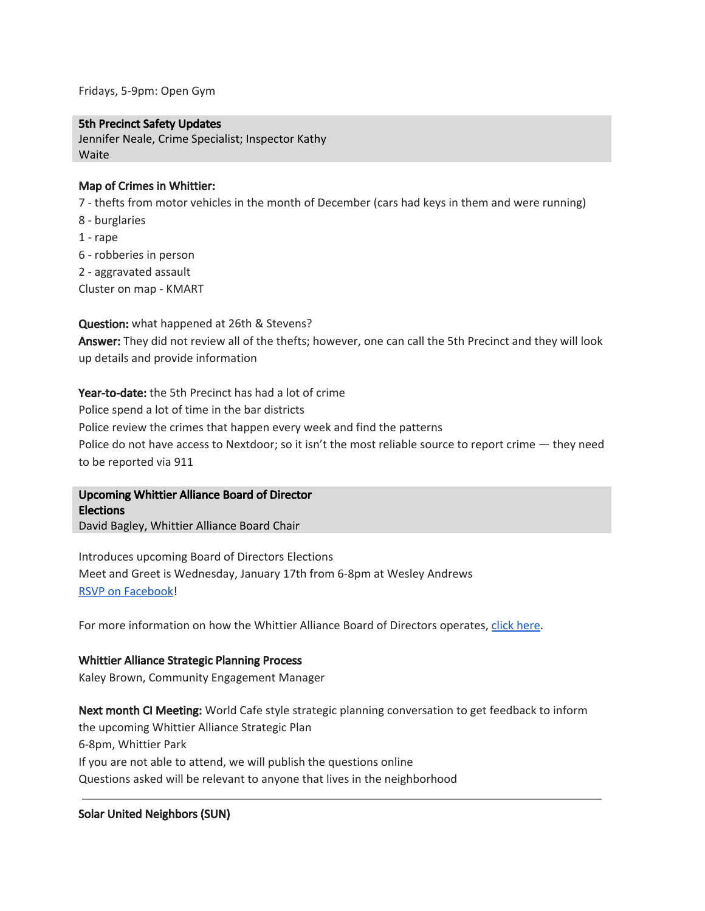Fridays, 5-9pm: Open Gym

## 5th Precinct Safety Updates

Jennifer Neale, Crime Specialist; Inspector Kathy Waite

**Map of Crimes in Whittier:**

7 - thefts from motor vehicles in the month of December (cars had keys in them and were running)

8 - burglaries

1 - rape

6 - robberies in person

2 - aggravated assault

Cluster on map - KMART

**Question:** what happened at 26th & Stevens?

**Answer:** They did not review all of the thefts; however, one can call the 5th Precinct and they will look up details and provide information

**Year-to-date:** the 5th Precinct has had a lot of crime

Police spend a lot of time in the bar districts

Police review the crimes that happen every week and find the patterns

Police do not have access to Nextdoor; so it isn't the most reliable source to report crime — they need to be reported via 911

## Upcoming Whittier Alliance Board of Director Elections

David Bagley, Whittier Alliance Board Chair

Introduces upcoming Board of Directors Elections

Meet and Greet is Wednesday, January 17th from 6-8pm at Wesley Andrews

[RSVP on Facebook]!

For more information on how the Whittier Alliance Board of Directors operates, [click here].

**Whittier Alliance Strategic Planning Process**

Kaley Brown, Community Engagement Manager

**Next month CI Meeting:** World Cafe style strategic planning conversation to get feedback to inform the upcoming Whittier Alliance Strategic Plan

6-8pm, Whittier Park

If you are not able to attend, we will publish the questions online

Questions asked will be relevant to anyone that lives in the neighborhood

---

**Solar United Neighbors (SUN)**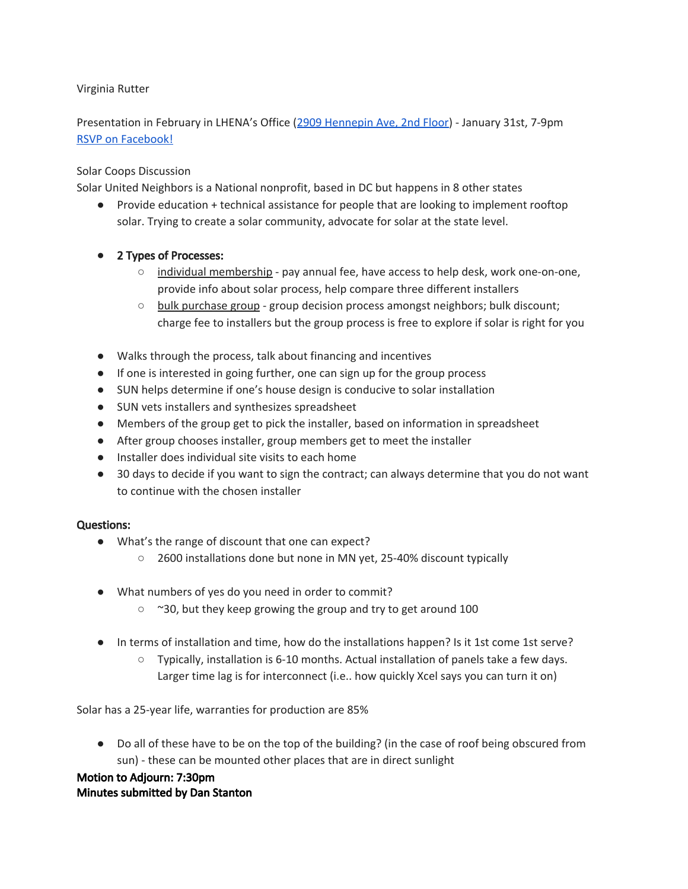Virginia Rutter

Presentation in February in LHENA's Office ([2909 Hennepin Ave, 2nd Floor]) - January 31st, 7-9pm
[RSVP on Facebook!]

Solar Coops Discussion
Solar United Neighbors is a National nonprofit, based in DC but happens in 8 other states

- Provide education + technical assistance for people that are looking to implement rooftop solar. Trying to create a solar community, advocate for solar at the state level.

- **2 Types of Processes:**
  - individual membership - pay annual fee, have access to help desk, work one-on-one, provide info about solar process, help compare three different installers
  - bulk purchase group - group decision process amongst neighbors; bulk discount; charge fee to installers but the group process is free to explore if solar is right for you

- Walks through the process, talk about financing and incentives
- If one is interested in going further, one can sign up for the group process
- SUN helps determine if one's house design is conducive to solar installation
- SUN vets installers and synthesizes spreadsheet
- Members of the group get to pick the installer, based on information in spreadsheet
- After group chooses installer, group members get to meet the installer
- Installer does individual site visits to each home
- 30 days to decide if you want to sign the contract; can always determine that you do not want to continue with the chosen installer

**Questions:**

- What's the range of discount that one can expect?
  - 2600 installations done but none in MN yet, 25-40% discount typically

- What numbers of yes do you need in order to commit?
  - ~30, but they keep growing the group and try to get around 100

- In terms of installation and time, how do the installations happen? Is it 1st come 1st serve?
  - Typically, installation is 6-10 months. Actual installation of panels take a few days. Larger time lag is for interconnect (i.e.. how quickly Xcel says you can turn it on)

Solar has a 25-year life, warranties for production are 85%

- Do all of these have to be on the top of the building? (in the case of roof being obscured from sun) - these can be mounted other places that are in direct sunlight

**Motion to Adjourn: 7:30pm**
**Minutes submitted by Dan Stanton**